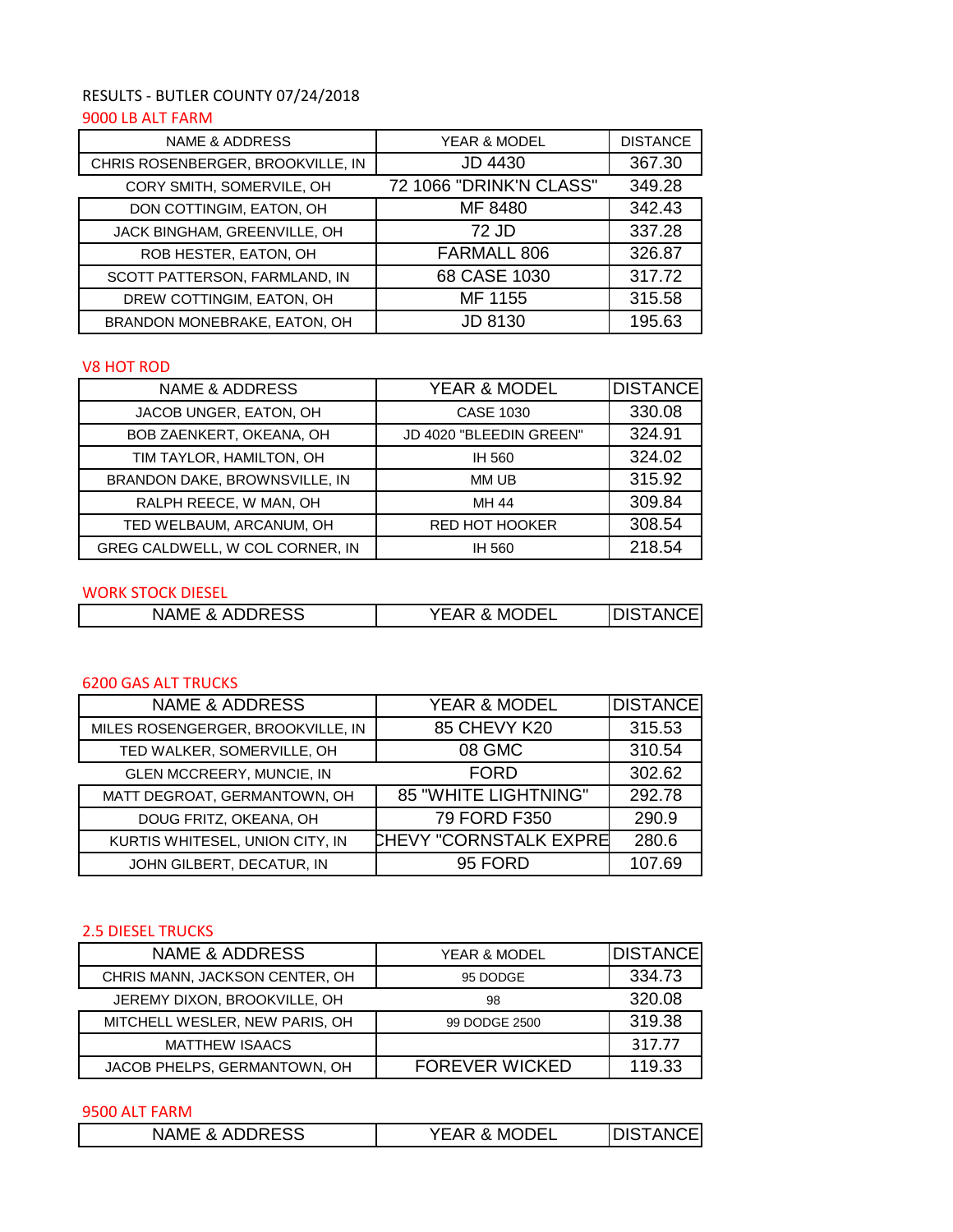RESULTS - BUTLER COUNTY 07/24/2018

## 9000 LB ALT FARM

| NAME & ADDRESS | YEAR & MODEL | DISTANCE |
|---|---|---|
| CHRIS ROSENBERGER, BROOKVILLE, IN | JD 4430 | 367.30 |
| CORY SMITH, SOMERVILE, OH | 72 1066 "DRINK'N CLASS" | 349.28 |
| DON COTTINGIM, EATON, OH | MF 8480 | 342.43 |
| JACK BINGHAM, GREENVILLE, OH | 72 JD | 337.28 |
| ROB HESTER, EATON, OH | FARMALL 806 | 326.87 |
| SCOTT PATTERSON, FARMLAND, IN | 68 CASE 1030 | 317.72 |
| DREW COTTINGIM, EATON, OH | MF 1155 | 315.58 |
| BRANDON MONEBRAKE, EATON, OH | JD 8130 | 195.63 |

## V8 HOT ROD

| NAME & ADDRESS | YEAR & MODEL | DISTANCE |
|---|---|---|
| JACOB UNGER, EATON, OH | CASE 1030 | 330.08 |
| BOB ZAENKERT, OKEANA, OH | JD 4020 "BLEEDIN GREEN" | 324.91 |
| TIM TAYLOR, HAMILTON, OH | IH 560 | 324.02 |
| BRANDON DAKE, BROWNSVILLE, IN | MM UB | 315.92 |
| RALPH REECE, W MAN, OH | MH 44 | 309.84 |
| TED WELBAUM, ARCANUM, OH | RED HOT HOOKER | 308.54 |
| GREG CALDWELL, W COL CORNER, IN | IH 560 | 218.54 |

## WORK STOCK DIESEL

| NAME & ADDRESS | YEAR & MODEL | DISTANCE |
|---|---|---|

## 6200 GAS ALT TRUCKS

| NAME & ADDRESS | YEAR & MODEL | DISTANCE |
|---|---|---|
| MILES ROSENGERGER, BROOKVILLE, IN | 85 CHEVY K20 | 315.53 |
| TED WALKER, SOMERVILLE, OH | 08 GMC | 310.54 |
| GLEN MCCREERY, MUNCIE, IN | FORD | 302.62 |
| MATT DEGROAT, GERMANTOWN, OH | 85 "WHITE LIGHTNING" | 292.78 |
| DOUG FRITZ, OKEANA, OH | 79 FORD F350 | 290.9 |
| KURTIS WHITESEL, UNION CITY, IN | CHEVY "CORNSTALK EXPRE | 280.6 |
| JOHN GILBERT, DECATUR, IN | 95 FORD | 107.69 |

## 2.5 DIESEL TRUCKS

| NAME & ADDRESS | YEAR & MODEL | DISTANCE |
|---|---|---|
| CHRIS MANN, JACKSON CENTER, OH | 95 DODGE | 334.73 |
| JEREMY DIXON, BROOKVILLE, OH | 98 | 320.08 |
| MITCHELL WESLER, NEW PARIS, OH | 99 DODGE 2500 | 319.38 |
| MATTHEW ISAACS | | 317.77 |
| JACOB PHELPS, GERMANTOWN, OH | FOREVER WICKED | 119.33 |

## 9500 ALT FARM

| NAME & ADDRESS | YEAR & MODEL | DISTANCE |
|---|---|---|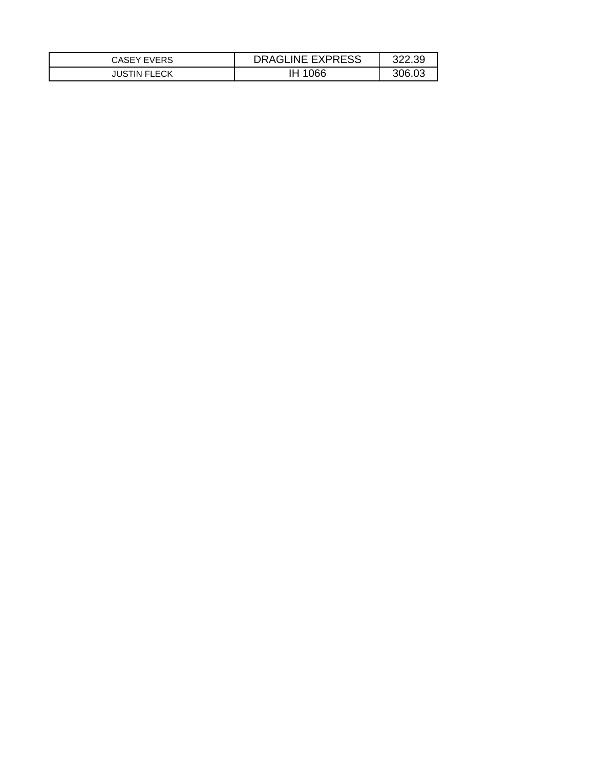| | | |
|---|---|---|
| CASEY EVERS | DRAGLINE EXPRESS | 322.39 |
| JUSTIN FLECK | IH 1066 | 306.03 |